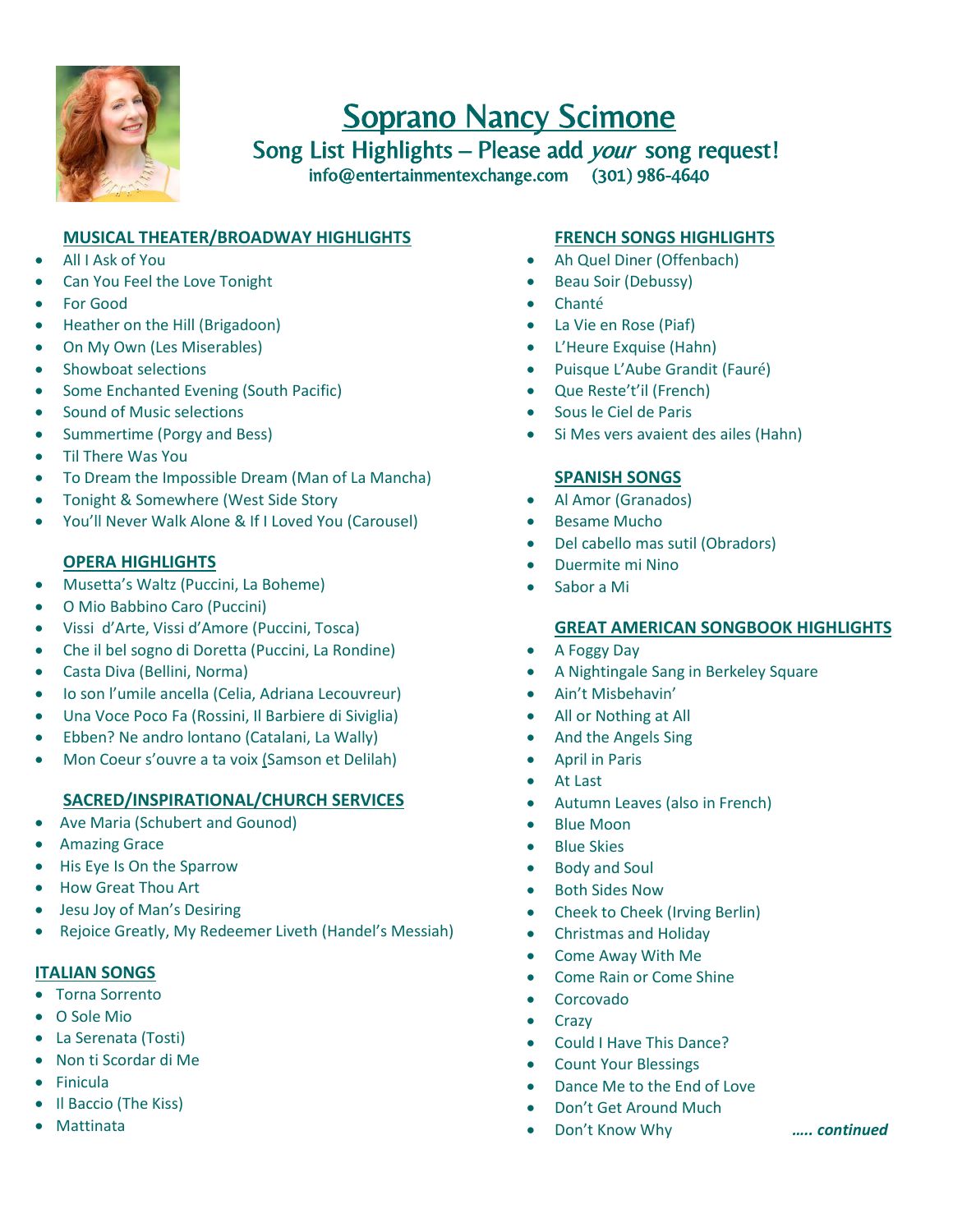# Soprano Nancy Scimone

## Song List Highlights – Please add *your* song request!

info@entertainmentexchange.com (301) 986-4640

### MUSICAL THEATER/BROADWAY HIGHLIGHTS

- All I Ask of You
- Can You Feel the Love Tonight
- For Good
- Heather on the Hill (Brigadoon)
- On My Own (Les Miserables)
- Showboat selections
- Some Enchanted Evening (South Pacific)
- Sound of Music selections
- Summertime (Porgy and Bess)
- Til There Was You
- To Dream the Impossible Dream (Man of La Mancha)
- Tonight & Somewhere (West Side Story
- You'll Never Walk Alone & If I Loved You (Carousel)

### OPERA HIGHLIGHTS

- Musetta's Waltz (Puccini, La Boheme)
- O Mio Babbino Caro (Puccini)
- Vissi d'Arte, Vissi d'Amore (Puccini, Tosca)
- Che il bel sogno di Doretta (Puccini, La Rondine)
- Casta Diva (Bellini, Norma)
- Io son l'umile ancella (Celia, Adriana Lecouvreur)
- Una Voce Poco Fa (Rossini, Il Barbiere di Siviglia)
- Ebben? Ne andro lontano (Catalani, La Wally)
- Mon Coeur s'ouvre a ta voix (Samson et Delilah)

### SACRED/INSPIRATIONAL/CHURCH SERVICES

- Ave Maria (Schubert and Gounod)
- Amazing Grace
- His Eye Is On the Sparrow
- How Great Thou Art
- Jesu Joy of Man's Desiring
- Rejoice Greatly, My Redeemer Liveth (Handel's Messiah)

### ITALIAN SONGS

- Torna Sorrento
- O Sole Mio
- La Serenata (Tosti)
- Non ti Scordar di Me
- Finicula
- Il Baccio (The Kiss)
- Mattinata

### FRENCH SONGS HIGHLIGHTS

- Ah Quel Diner (Offenbach)
- Beau Soir (Debussy)
- Chanté
- La Vie en Rose (Piaf)
- L'Heure Exquise (Hahn)
- Puisque L'Aube Grandit (Fauré)
- Que Reste't'il (French)
- Sous le Ciel de Paris
- Si Mes vers avaient des ailes (Hahn)

### SPANISH SONGS

- Al Amor (Granados)
- Besame Mucho
- Del cabello mas sutil (Obradors)
- Duermite mi Nino
- Sabor a Mi

### GREAT AMERICAN SONGBOOK HIGHLIGHTS

- A Foggy Day
- A Nightingale Sang in Berkeley Square
- Ain't Misbehavin'
- All or Nothing at All
- And the Angels Sing
- April in Paris
- At Last
- Autumn Leaves (also in French)
- Blue Moon
- Blue Skies
- Body and Soul
- Both Sides Now
- Cheek to Cheek (Irving Berlin)
- Christmas and Holiday
- Come Away With Me
- Come Rain or Come Shine
- Corcovado
- Crazy
- Could I Have This Dance?
- Count Your Blessings
- Dance Me to the End of Love
- Don't Get Around Much
- Don't Know Why

***….. continued***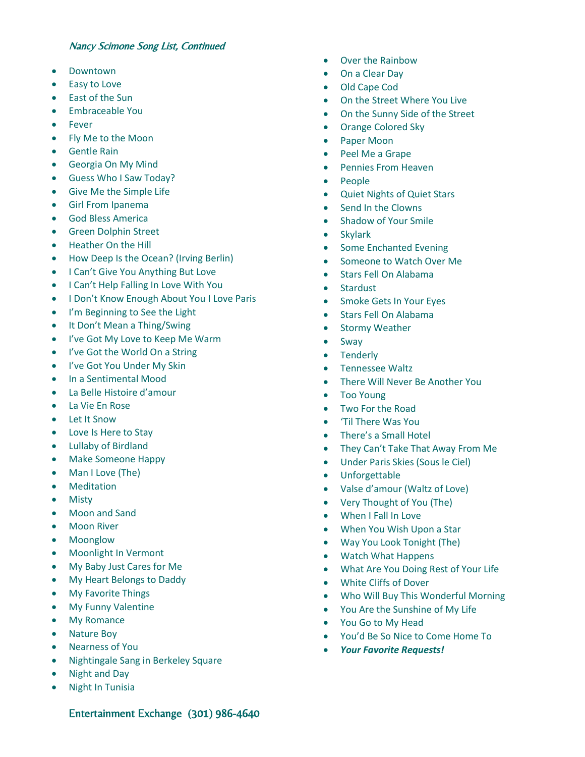*Nancy Scimone Song List, Continued*

- Downtown
- Easy to Love
- East of the Sun
- Embraceable You
- Fever
- Fly Me to the Moon
- Gentle Rain
- Georgia On My Mind
- Guess Who I Saw Today?
- Give Me the Simple Life
- Girl From Ipanema
- God Bless America
- Green Dolphin Street
- Heather On the Hill
- How Deep Is the Ocean? (Irving Berlin)
- I Can't Give You Anything But Love
- I Can't Help Falling In Love With You
- I Don't Know Enough About You I Love Paris
- I'm Beginning to See the Light
- It Don't Mean a Thing/Swing
- I've Got My Love to Keep Me Warm
- I've Got the World On a String
- I've Got You Under My Skin
- In a Sentimental Mood
- La Belle Histoire d'amour
- La Vie En Rose
- Let It Snow
- Love Is Here to Stay
- Lullaby of Birdland
- Make Someone Happy
- Man I Love (The)
- Meditation
- Misty
- Moon and Sand
- Moon River
- Moonglow
- Moonlight In Vermont
- My Baby Just Cares for Me
- My Heart Belongs to Daddy
- My Favorite Things
- My Funny Valentine
- My Romance
- Nature Boy
- Nearness of You
- Nightingale Sang in Berkeley Square
- Night and Day
- Night In Tunisia
- Over the Rainbow
- On a Clear Day
- Old Cape Cod
- On the Street Where You Live
- On the Sunny Side of the Street
- Orange Colored Sky
- Paper Moon
- Peel Me a Grape
- Pennies From Heaven
- People
- Quiet Nights of Quiet Stars
- Send In the Clowns
- Shadow of Your Smile
- Skylark
- Some Enchanted Evening
- Someone to Watch Over Me
- Stars Fell On Alabama
- Stardust
- Smoke Gets In Your Eyes
- Stars Fell On Alabama
- Stormy Weather
- Sway
- Tenderly
- Tennessee Waltz
- There Will Never Be Another You
- Too Young
- Two For the Road
- 'Til There Was You
- There's a Small Hotel
- They Can't Take That Away From Me
- Under Paris Skies (Sous le Ciel)
- Unforgettable
- Valse d'amour (Waltz of Love)
- Very Thought of You (The)
- When I Fall In Love
- When You Wish Upon a Star
- Way You Look Tonight (The)
- Watch What Happens
- What Are You Doing Rest of Your Life
- White Cliffs of Dover
- Who Will Buy This Wonderful Morning
- You Are the Sunshine of My Life
- You Go to My Head
- You'd Be So Nice to Come Home To
- ***Your Favorite Requests!***

Entertainment Exchange (301) 986-4640